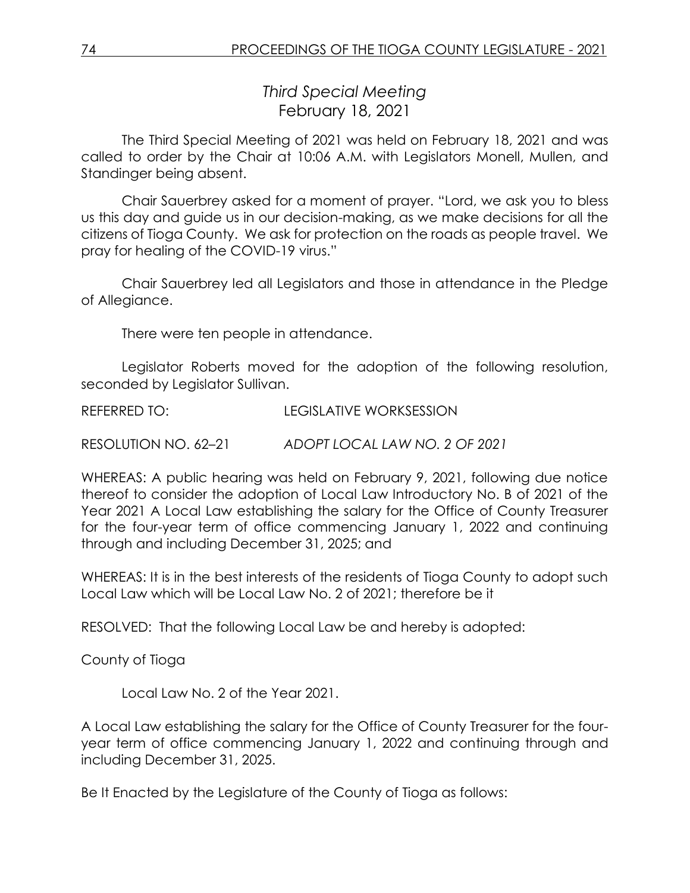## *Third Special Meeting*
February 18, 2021

The Third Special Meeting of 2021 was held on February 18, 2021 and was called to order by the Chair at 10:06 A.M. with Legislators Monell, Mullen, and Standinger being absent.

Chair Sauerbrey asked for a moment of prayer. "Lord, we ask you to bless us this day and guide us in our decision-making, as we make decisions for all the citizens of Tioga County. We ask for protection on the roads as people travel. We pray for healing of the COVID-19 virus."

Chair Sauerbrey led all Legislators and those in attendance in the Pledge of Allegiance.

There were ten people in attendance.

Legislator Roberts moved for the adoption of the following resolution, seconded by Legislator Sullivan.

REFERRED TO: LEGISLATIVE WORKSESSION

RESOLUTION NO. 62–21 *ADOPT LOCAL LAW NO. 2 OF 2021*

WHEREAS: A public hearing was held on February 9, 2021, following due notice thereof to consider the adoption of Local Law Introductory No. B of 2021 of the Year 2021 A Local Law establishing the salary for the Office of County Treasurer for the four-year term of office commencing January 1, 2022 and continuing through and including December 31, 2025; and

WHEREAS: It is in the best interests of the residents of Tioga County to adopt such Local Law which will be Local Law No. 2 of 2021; therefore be it

RESOLVED: That the following Local Law be and hereby is adopted:

County of Tioga

Local Law No. 2 of the Year 2021.

A Local Law establishing the salary for the Office of County Treasurer for the four-year term of office commencing January 1, 2022 and continuing through and including December 31, 2025.

Be It Enacted by the Legislature of the County of Tioga as follows: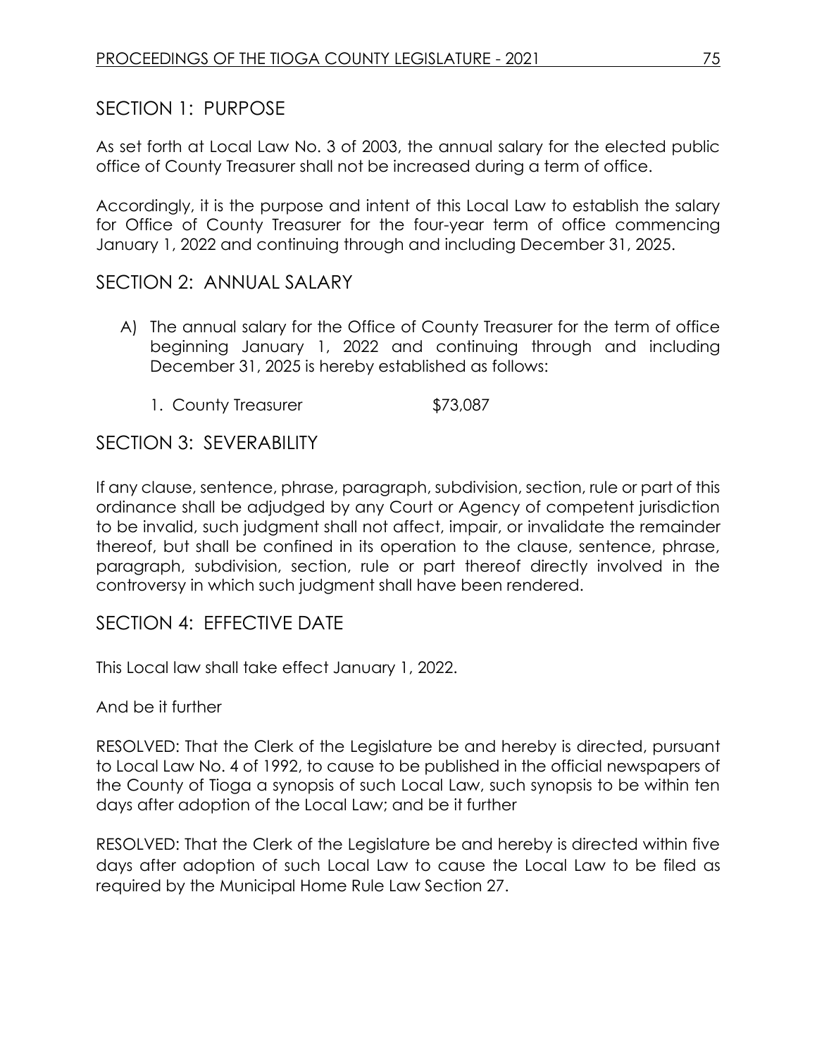## SECTION 1: PURPOSE

As set forth at Local Law No. 3 of 2003, the annual salary for the elected public office of County Treasurer shall not be increased during a term of office.

Accordingly, it is the purpose and intent of this Local Law to establish the salary for Office of County Treasurer for the four-year term of office commencing January 1, 2022 and continuing through and including December 31, 2025.

## SECTION 2: ANNUAL SALARY

A) The annual salary for the Office of County Treasurer for the term of office beginning January 1, 2022 and continuing through and including December 31, 2025 is hereby established as follows:

   1. County Treasurer $73,087

## SECTION 3: SEVERABILITY

If any clause, sentence, phrase, paragraph, subdivision, section, rule or part of this ordinance shall be adjudged by any Court or Agency of competent jurisdiction to be invalid, such judgment shall not affect, impair, or invalidate the remainder thereof, but shall be confined in its operation to the clause, sentence, phrase, paragraph, subdivision, section, rule or part thereof directly involved in the controversy in which such judgment shall have been rendered.

## SECTION 4: EFFECTIVE DATE

This Local law shall take effect January 1, 2022.

And be it further

RESOLVED: That the Clerk of the Legislature be and hereby is directed, pursuant to Local Law No. 4 of 1992, to cause to be published in the official newspapers of the County of Tioga a synopsis of such Local Law, such synopsis to be within ten days after adoption of the Local Law; and be it further

RESOLVED: That the Clerk of the Legislature be and hereby is directed within five days after adoption of such Local Law to cause the Local Law to be filed as required by the Municipal Home Rule Law Section 27.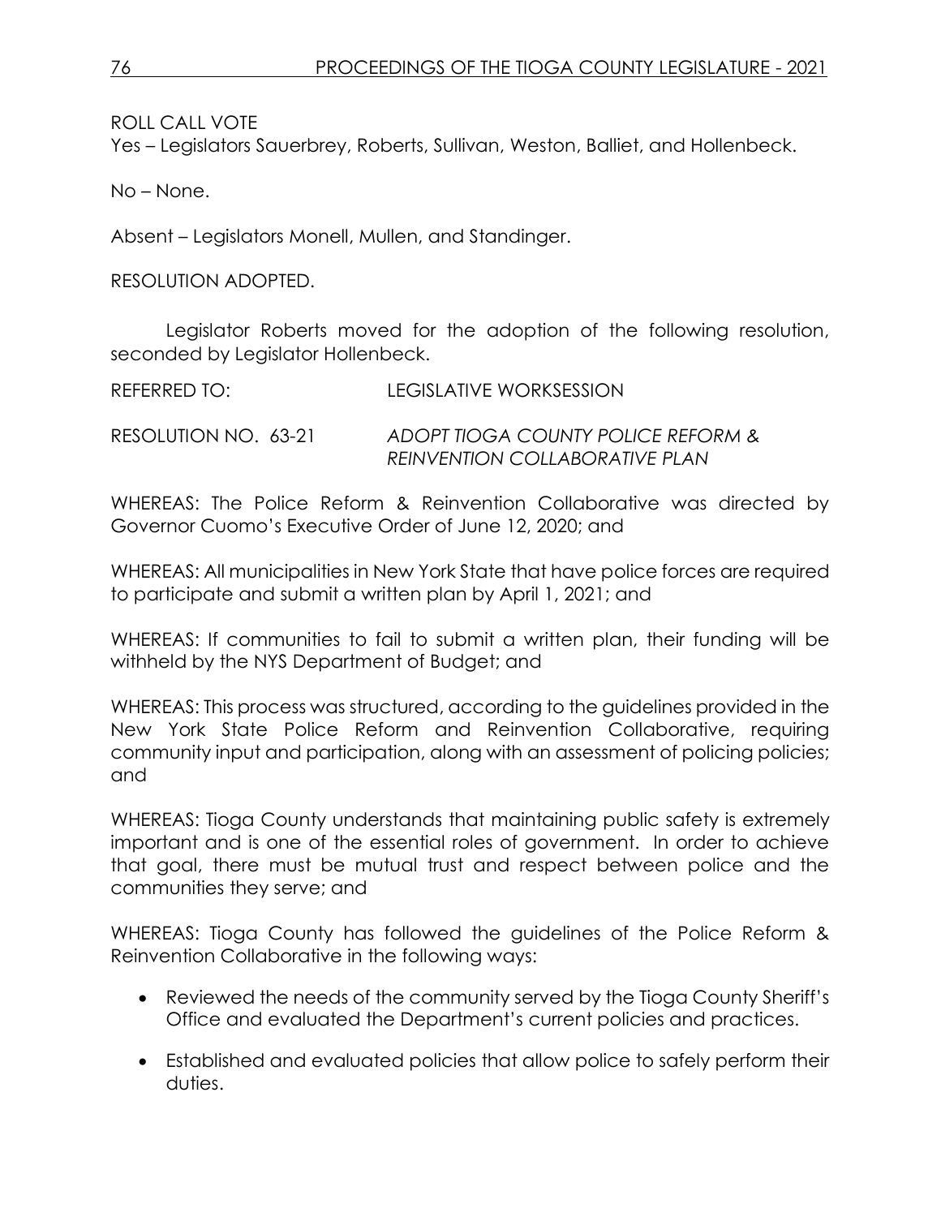ROLL CALL VOTE
Yes – Legislators Sauerbrey, Roberts, Sullivan, Weston, Balliet, and Hollenbeck.

No – None.

Absent – Legislators Monell, Mullen, and Standinger.

RESOLUTION ADOPTED.

Legislator Roberts moved for the adoption of the following resolution, seconded by Legislator Hollenbeck.

REFERRED TO: LEGISLATIVE WORKSESSION

RESOLUTION NO. 63-21 *ADOPT TIOGA COUNTY POLICE REFORM & REINVENTION COLLABORATIVE PLAN*

WHEREAS: The Police Reform & Reinvention Collaborative was directed by Governor Cuomo's Executive Order of June 12, 2020; and

WHEREAS: All municipalities in New York State that have police forces are required to participate and submit a written plan by April 1, 2021; and

WHEREAS: If communities to fail to submit a written plan, their funding will be withheld by the NYS Department of Budget; and

WHEREAS: This process was structured, according to the guidelines provided in the New York State Police Reform and Reinvention Collaborative, requiring community input and participation, along with an assessment of policing policies; and

WHEREAS: Tioga County understands that maintaining public safety is extremely important and is one of the essential roles of government. In order to achieve that goal, there must be mutual trust and respect between police and the communities they serve; and

WHEREAS: Tioga County has followed the guidelines of the Police Reform & Reinvention Collaborative in the following ways:

- Reviewed the needs of the community served by the Tioga County Sheriff's Office and evaluated the Department's current policies and practices.
- Established and evaluated policies that allow police to safely perform their duties.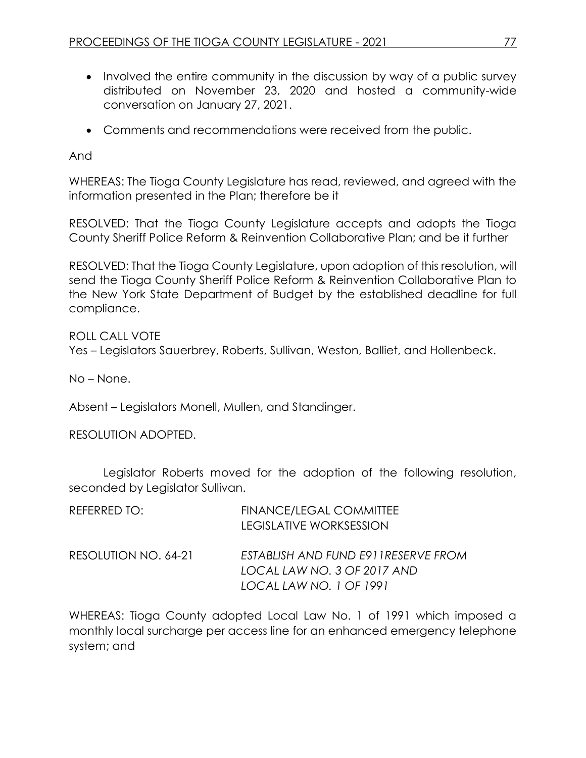- Involved the entire community in the discussion by way of a public survey distributed on November 23, 2020 and hosted a community-wide conversation on January 27, 2021.
- Comments and recommendations were received from the public.

And

WHEREAS: The Tioga County Legislature has read, reviewed, and agreed with the information presented in the Plan; therefore be it

RESOLVED: That the Tioga County Legislature accepts and adopts the Tioga County Sheriff Police Reform & Reinvention Collaborative Plan; and be it further

RESOLVED: That the Tioga County Legislature, upon adoption of this resolution, will send the Tioga County Sheriff Police Reform & Reinvention Collaborative Plan to the New York State Department of Budget by the established deadline for full compliance.

ROLL CALL VOTE
Yes – Legislators Sauerbrey, Roberts, Sullivan, Weston, Balliet, and Hollenbeck.

No – None.

Absent – Legislators Monell, Mullen, and Standinger.

RESOLUTION ADOPTED.

Legislator Roberts moved for the adoption of the following resolution, seconded by Legislator Sullivan.

REFERRED TO: FINANCE/LEGAL COMMITTEE
LEGISLATIVE WORKSESSION

RESOLUTION NO. 64-21 *ESTABLISH AND FUND E911RESERVE FROM LOCAL LAW NO. 3 OF 2017 AND LOCAL LAW NO. 1 OF 1991*

WHEREAS: Tioga County adopted Local Law No. 1 of 1991 which imposed a monthly local surcharge per access line for an enhanced emergency telephone system; and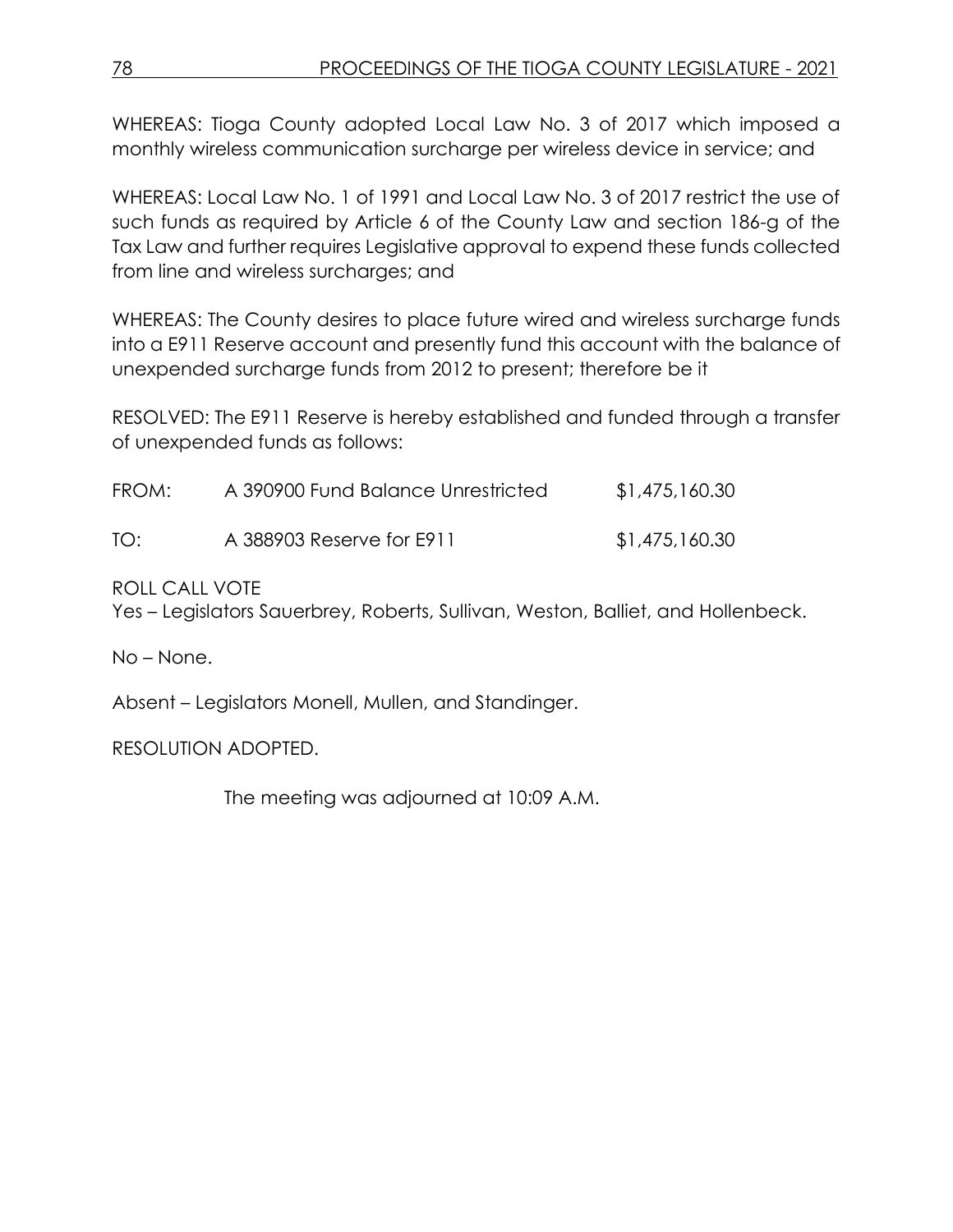WHEREAS: Tioga County adopted Local Law No. 3 of 2017 which imposed a monthly wireless communication surcharge per wireless device in service; and

WHEREAS: Local Law No. 1 of 1991 and Local Law No. 3 of 2017 restrict the use of such funds as required by Article 6 of the County Law and section 186-g of the Tax Law and further requires Legislative approval to expend these funds collected from line and wireless surcharges; and

WHEREAS: The County desires to place future wired and wireless surcharge funds into a E911 Reserve account and presently fund this account with the balance of unexpended surcharge funds from 2012 to present; therefore be it

RESOLVED: The E911 Reserve is hereby established and funded through a transfer of unexpended funds as follows:

| | | |
|---|---|---|
| FROM: | A 390900 Fund Balance Unrestricted | $1,475,160.30 |
| TO: | A 388903 Reserve for E911 | $1,475,160.30 |

ROLL CALL VOTE
Yes – Legislators Sauerbrey, Roberts, Sullivan, Weston, Balliet, and Hollenbeck.

No – None.

Absent – Legislators Monell, Mullen, and Standinger.

RESOLUTION ADOPTED.

The meeting was adjourned at 10:09 A.M.